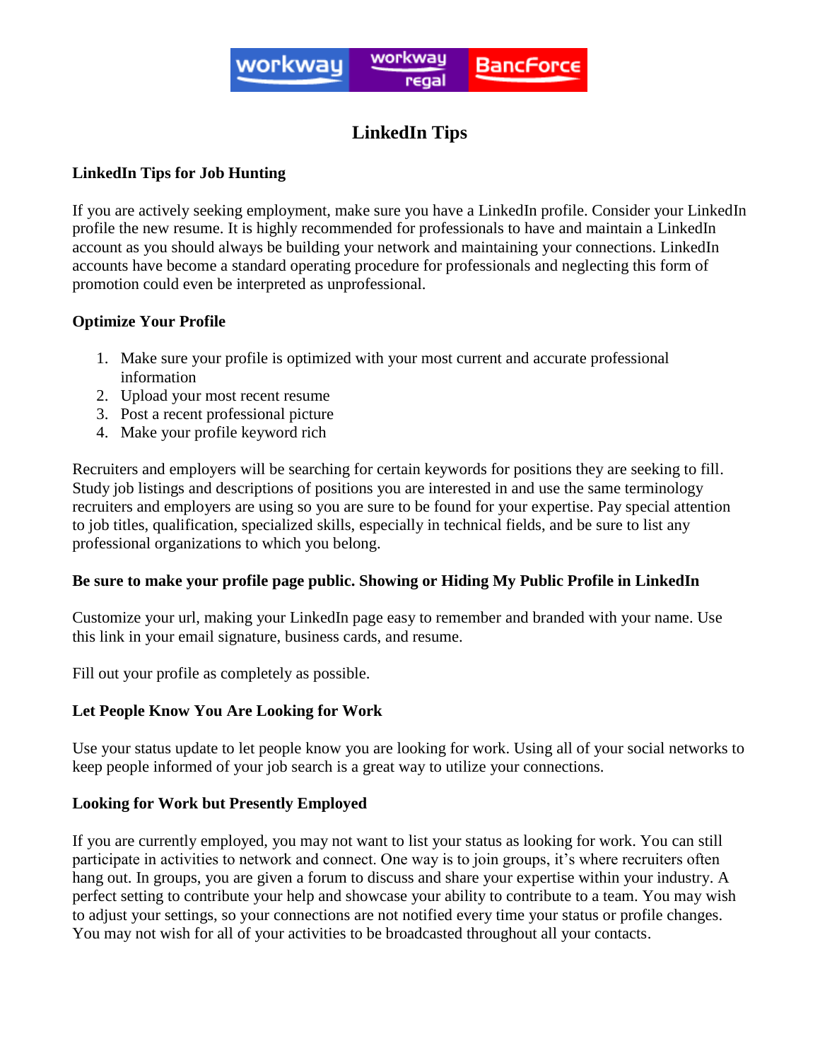# LinkedIn Tips

## LinkedIn Tips for Job Hunting

If you are actively seeking employment, make sure you have a LinkedIn profile. Consider your LinkedIn profile the new resume. It is highly recommended for professionals to have and maintain a LinkedIn account as you should always be building your network and maintaining your connections. LinkedIn accounts have become a standard operating procedure for professionals and neglecting this form of promotion could even be interpreted as unprofessional.

## Optimize Your Profile

1. Make sure your profile is optimized with your most current and accurate professional information
2. Upload your most recent resume
3. Post a recent professional picture
4. Make your profile keyword rich

Recruiters and employers will be searching for certain keywords for positions they are seeking to fill. Study job listings and descriptions of positions you are interested in and use the same terminology recruiters and employers are using so you are sure to be found for your expertise. Pay special attention to job titles, qualification, specialized skills, especially in technical fields, and be sure to list any professional organizations to which you belong.

**Be sure to make your profile page public. Showing or Hiding My Public Profile in LinkedIn**

Customize your url, making your LinkedIn page easy to remember and branded with your name. Use this link in your email signature, business cards, and resume.

Fill out your profile as completely as possible.

## Let People Know You Are Looking for Work

Use your status update to let people know you are looking for work. Using all of your social networks to keep people informed of your job search is a great way to utilize your connections.

## Looking for Work but Presently Employed

If you are currently employed, you may not want to list your status as looking for work. You can still participate in activities to network and connect. One way is to join groups, it's where recruiters often hang out. In groups, you are given a forum to discuss and share your expertise within your industry. A perfect setting to contribute your help and showcase your ability to contribute to a team. You may wish to adjust your settings, so your connections are not notified every time your status or profile changes. You may not wish for all of your activities to be broadcasted throughout all your contacts.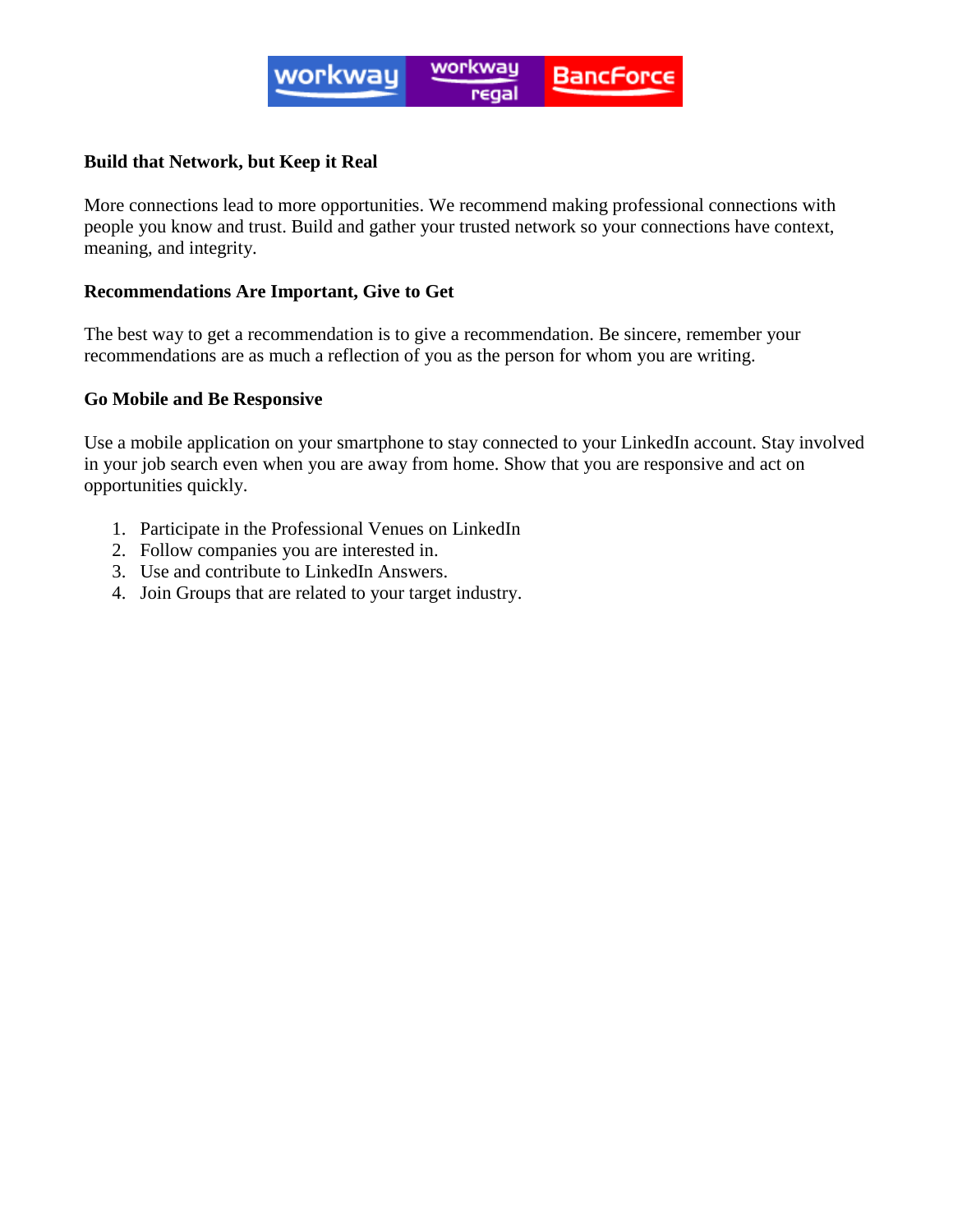**Build that Network, but Keep it Real**

More connections lead to more opportunities. We recommend making professional connections with people you know and trust. Build and gather your trusted network so your connections have context, meaning, and integrity.

**Recommendations Are Important, Give to Get**

The best way to get a recommendation is to give a recommendation. Be sincere, remember your recommendations are as much a reflection of you as the person for whom you are writing.

**Go Mobile and Be Responsive**

Use a mobile application on your smartphone to stay connected to your LinkedIn account. Stay involved in your job search even when you are away from home. Show that you are responsive and act on opportunities quickly.

1. Participate in the Professional Venues on LinkedIn
2. Follow companies you are interested in.
3. Use and contribute to LinkedIn Answers.
4. Join Groups that are related to your target industry.